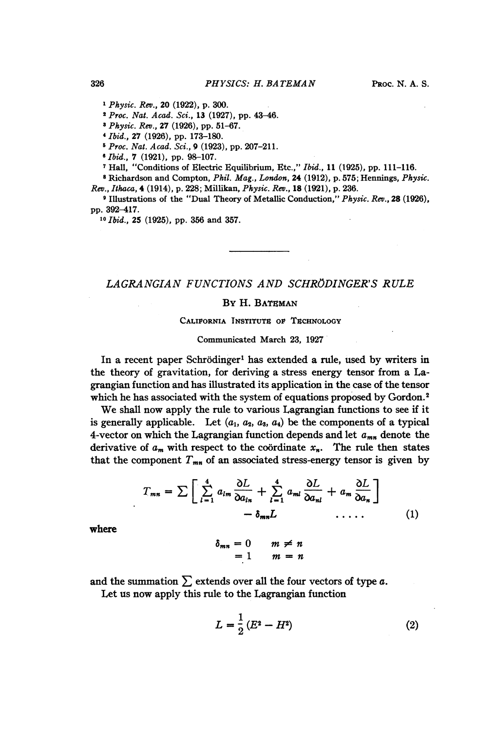[1] *Physic. Rev.*, **20** (1922), p. 300.

[2] *Proc. Nat. Acad. Sci.*, **13** (1927), pp. 43–46.

[3] *Physic. Rev.*, **27** (1926), pp. 51–67.

[4] *Ibid.*, **27** (1926), pp. 173–180.

[5] *Proc. Nat. Acad. Sci.*, **9** (1923), pp. 207–211.

[6] *Ibid.*, **7** (1921), pp. 98–107.

[7] Hall, "Conditions of Electric Equilibrium, Etc.," *Ibid.*, **11** (1925), pp. 111–116.

[8] Richardson and Compton, *Phil. Mag., London*, **24** (1912), p. 575; Hennings, *Physic. Rev., Ithaca*, **4** (1914), p. 228; Millikan, *Physic. Rev.*, **18** (1921), p. 236.

[9] Illustrations of the "Dual Theory of Metallic Conduction," *Physic. Rev.*, **28** (1926), pp. 392–417.

[10] *Ibid.*, **25** (1925), pp. 356 and 357.

---

# *LAGRANGIAN FUNCTIONS AND SCHRÖDINGER'S RULE*

By H. Bateman

California Institute of Technology

Communicated March 23, 1927

In a recent paper Schrödinger[1] has extended a rule, used by writers in the theory of gravitation, for deriving a stress energy tensor from a Lagrangian function and has illustrated its application in the case of the tensor which he has associated with the system of equations proposed by Gordon.[2]

We shall now apply the rule to various Lagrangian functions to see if it is generally applicable. Let $(a_1, a_2, a_3, a_4)$ be the components of a typical 4-vector on which the Lagrangian function depends and let $a_{mn}$ denote the derivative of $a_m$ with respect to the coördinate $x_n$. The rule then states that the component $T_{mn}$ of an associated stress-energy tensor is given by

$$T_{mn} = \sum \left[ \sum_{l=1}^{4} a_{lm} \frac{\partial L}{\partial a_{ln}} + \sum_{l=1}^{4} a_{ml} \frac{\partial L}{\partial a_{nl}} + a_m \frac{\partial L}{\partial a_n} \right] - \delta_{mn} L \qquad \ldots\ldots \quad (1)$$

where

$$\begin{aligned} \delta_{mn} &= 0 \qquad m \neq n \\ &= 1 \qquad m = n \end{aligned}$$

and the summation $\sum$ extends over all the four vectors of type $a$.

Let us now apply this rule to the Lagrangian function

$$L = \frac{1}{2}(E^2 - H^2) \qquad (2)$$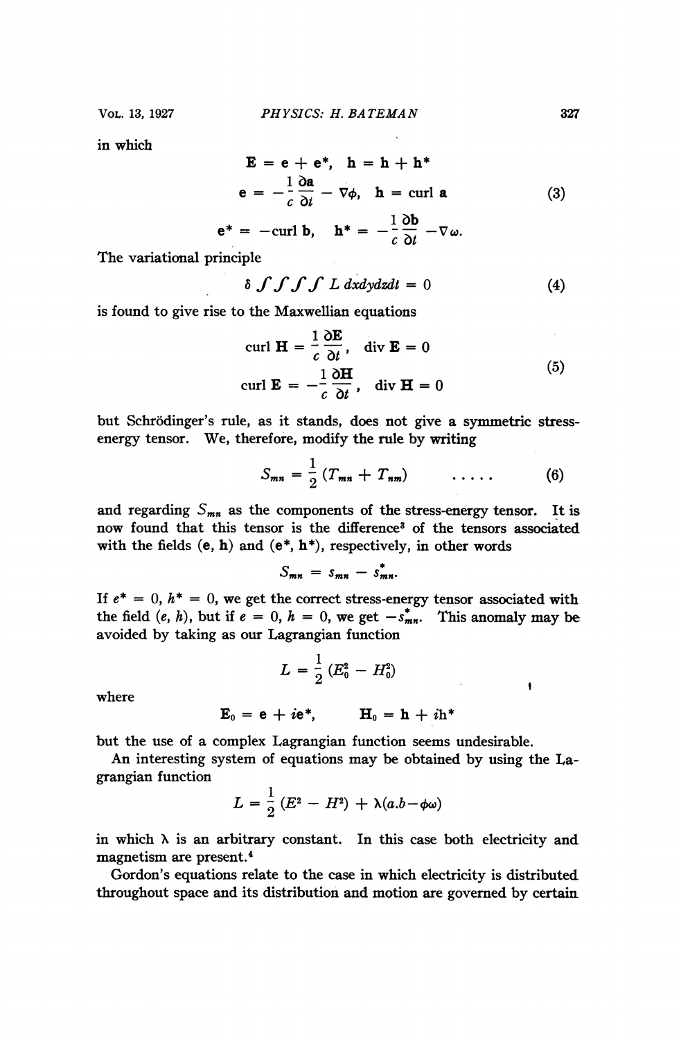in which

$$
\begin{aligned}
\mathbf{E} &= \mathbf{e} + \mathbf{e}^*, \quad \mathbf{h} = \mathbf{h} + \mathbf{h}^* \\
\mathbf{e} &= -\frac{1}{c}\frac{\partial \mathbf{a}}{\partial t} - \nabla\phi, \quad \mathbf{h} = \text{curl } \mathbf{a} \\
\mathbf{e}^* &= -\text{curl } \mathbf{b}, \quad \mathbf{h}^* = -\frac{1}{c}\frac{\partial \mathbf{b}}{\partial t} - \nabla\omega.
\end{aligned}
\tag{3}
$$

The variational principle

$$\delta \int\int\int\int L \, dxdydzdt = 0 \tag{4}$$

is found to give rise to the Maxwellian equations

$$
\begin{aligned}
\text{curl } \mathbf{H} &= \frac{1}{c}\frac{\partial \mathbf{E}}{\partial t}, \quad \text{div } \mathbf{E} = 0 \\
\text{curl } \mathbf{E} &= -\frac{1}{c}\frac{\partial \mathbf{H}}{\partial t}, \quad \text{div } \mathbf{H} = 0
\end{aligned}
\tag{5}
$$

but Schrödinger's rule, as it stands, does not give a symmetric stress-energy tensor. We, therefore, modify the rule by writing

$$S_{mn} = \frac{1}{2}(T_{mn} + T_{nm}) \quad \ldots\ldots \tag{6}$$

and regarding $S_{mn}$ as the components of the stress-energy tensor. It is now found that this tensor is the difference[3] of the tensors associated with the fields $(\mathbf{e}, \mathbf{h})$ and $(\mathbf{e}^*, \mathbf{h}^*)$, respectively, in other words

$$S_{mn} = s_{mn} - s^*_{mn}.$$

If $e^* = 0$, $h^* = 0$, we get the correct stress-energy tensor associated with the field $(e, h)$, but if $e = 0$, $h = 0$, we get $-s^*_{mn}$. This anomaly may be avoided by taking as our Lagrangian function

$$L = \frac{1}{2}(E_0^2 - H_0^2)$$

where

$$\mathbf{E}_0 = \mathbf{e} + i\mathbf{e}^*, \qquad \mathbf{H}_0 = \mathbf{h} + i\mathbf{h}^*$$

but the use of a complex Lagrangian function seems undesirable.

An interesting system of equations may be obtained by using the Lagrangian function

$$L = \frac{1}{2}(E^2 - H^2) + \lambda(a.b - \phi\omega)$$

in which $\lambda$ is an arbitrary constant. In this case both electricity and magnetism are present.[4]

Gordon's equations relate to the case in which electricity is distributed throughout space and its distribution and motion are governed by certain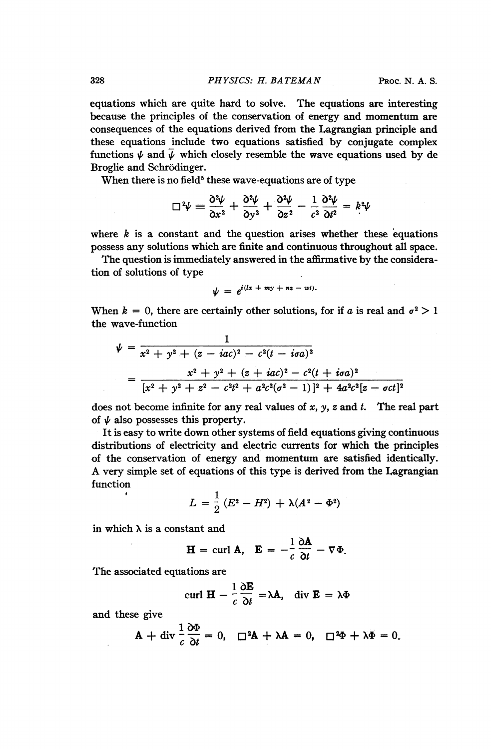equations which are quite hard to solve. The equations are interesting because the principles of the conservation of energy and momentum are consequences of the equations derived from the Lagrangian principle and these equations include two equations satisfied by conjugate complex functions $\psi$ and $\bar{\psi}$ which closely resemble the wave equations used by de Broglie and Schrödinger.

When there is no field[5] these wave-equations are of type

$$\Box^2\psi \equiv \frac{\partial^2\psi}{\partial x^2} + \frac{\partial^2\psi}{\partial y^2} + \frac{\partial^2\psi}{\partial z^2} - \frac{1}{c^2}\frac{\partial^2\psi}{\partial t^2} = k^2\psi$$

where $k$ is a constant and the question arises whether these equations possess any solutions which are finite and continuous throughout all space.

The question is immediately answered in the affirmative by the consideration of solutions of type

$$\psi = e^{i(lx + my + nz - wt)}.$$

When $k = 0$, there are certainly other solutions, for if $a$ is real and $\sigma^2 > 1$ the wave-function

$$\psi = \frac{1}{x^2 + y^2 + (z - iac)^2 - c^2(t - i\sigma a)^2}$$

$$= \frac{x^2 + y^2 + (z + iac)^2 - c^2(t + i\sigma a)^2}{[x^2 + y^2 + z^2 - c^2t^2 + a^2c^2(\sigma^2 - 1)]^2 + 4a^2c^2[z - \sigma ct]^2}$$

does not become infinite for any real values of $x$, $y$, $z$ and $t$. The real part of $\psi$ also possesses this property.

It is easy to write down other systems of field equations giving continuous distributions of electricity and electric currents for which the principles of the conservation of energy and momentum are satisfied identically. A very simple set of equations of this type is derived from the Lagrangian function

$$L = \frac{1}{2}(E^2 - H^2) + \lambda(A^2 - \Phi^2)$$

in which $\lambda$ is a constant and

$$\mathbf{H} = \text{curl } \mathbf{A}, \quad \mathbf{E} = -\frac{1}{c}\frac{\partial \mathbf{A}}{\partial t} - \nabla\Phi.$$

The associated equations are

$$\text{curl } \mathbf{H} - \frac{1}{c}\frac{\partial \mathbf{E}}{\partial t} = \lambda\mathbf{A}, \quad \text{div } \mathbf{E} = \lambda\Phi$$

and these give

$$\mathbf{A} + \text{div } \frac{1}{c}\frac{\partial\Phi}{\partial t} = 0, \quad \Box^2\mathbf{A} + \lambda\mathbf{A} = 0, \quad \Box^2\Phi + \lambda\Phi = 0.$$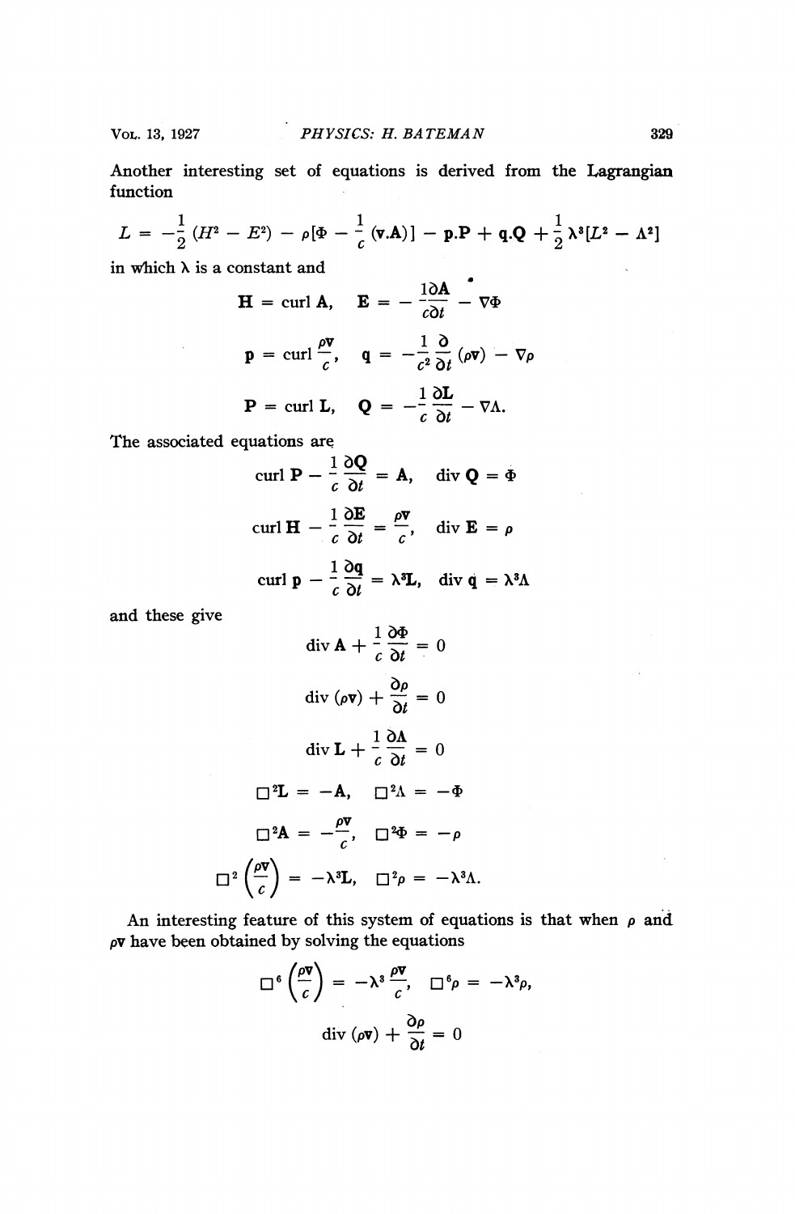Another interesting set of equations is derived from the Lagrangian function

$$L = -\frac{1}{2}(H^2 - E^2) - \rho[\Phi - \frac{1}{c}(\mathbf{v}.\mathbf{A})] - \mathbf{p}.\mathbf{P} + \mathbf{q}.\mathbf{Q} + \frac{1}{2}\lambda^3[L^2 - \Lambda^2]$$

in which $\lambda$ is a constant and

$$\mathbf{H} = \text{curl } \mathbf{A}, \quad \mathbf{E} = -\frac{1}{c}\frac{\partial \mathbf{A}}{\partial t} - \nabla\Phi$$

$$\mathbf{p} = \text{curl } \frac{\rho \mathbf{v}}{c}, \quad \mathbf{q} = -\frac{1}{c^2}\frac{\partial}{\partial t}(\rho \mathbf{v}) - \nabla\rho$$

$$\mathbf{P} = \text{curl } \mathbf{L}, \quad \mathbf{Q} = -\frac{1}{c}\frac{\partial \mathbf{L}}{\partial t} - \nabla\Lambda.$$

The associated equations are

$$\text{curl } \mathbf{P} - \frac{1}{c}\frac{\partial \mathbf{Q}}{\partial t} = \mathbf{A}, \quad \text{div } \mathbf{Q} = \Phi$$

$$\text{curl } \mathbf{H} - \frac{1}{c}\frac{\partial \mathbf{E}}{\partial t} = \frac{\rho \mathbf{v}}{c}, \quad \text{div } \mathbf{E} = \rho$$

$$\text{curl } \mathbf{p} - \frac{1}{c}\frac{\partial \mathbf{q}}{\partial t} = \lambda^3 \mathbf{L}, \quad \text{div } \mathbf{q} = \lambda^3 \Lambda$$

and these give

$$\text{div } \mathbf{A} + \frac{1}{c}\frac{\partial \Phi}{\partial t} = 0$$

$$\text{div } (\rho \mathbf{v}) + \frac{\partial \rho}{\partial t} = 0$$

$$\text{div } \mathbf{L} + \frac{1}{c}\frac{\partial \Lambda}{\partial t} = 0$$

$$\Box^2 \mathbf{L} = -\mathbf{A}, \quad \Box^2 \Lambda = -\Phi$$

$$\Box^2 \mathbf{A} = -\frac{\rho \mathbf{v}}{c}, \quad \Box^2 \Phi = -\rho$$

$$\Box^2 \left(\frac{\rho \mathbf{v}}{c}\right) = -\lambda^3 \mathbf{L}, \quad \Box^2 \rho = -\lambda^3 \Lambda.$$

An interesting feature of this system of equations is that when $\rho$ and $\rho\mathbf{v}$ have been obtained by solving the equations

$$\Box^6 \left(\frac{\rho \mathbf{v}}{c}\right) = -\lambda^3 \frac{\rho \mathbf{v}}{c}, \quad \Box^6 \rho = -\lambda^3 \rho,$$

$$\text{div } (\rho \mathbf{v}) + \frac{\partial \rho}{\partial t} = 0$$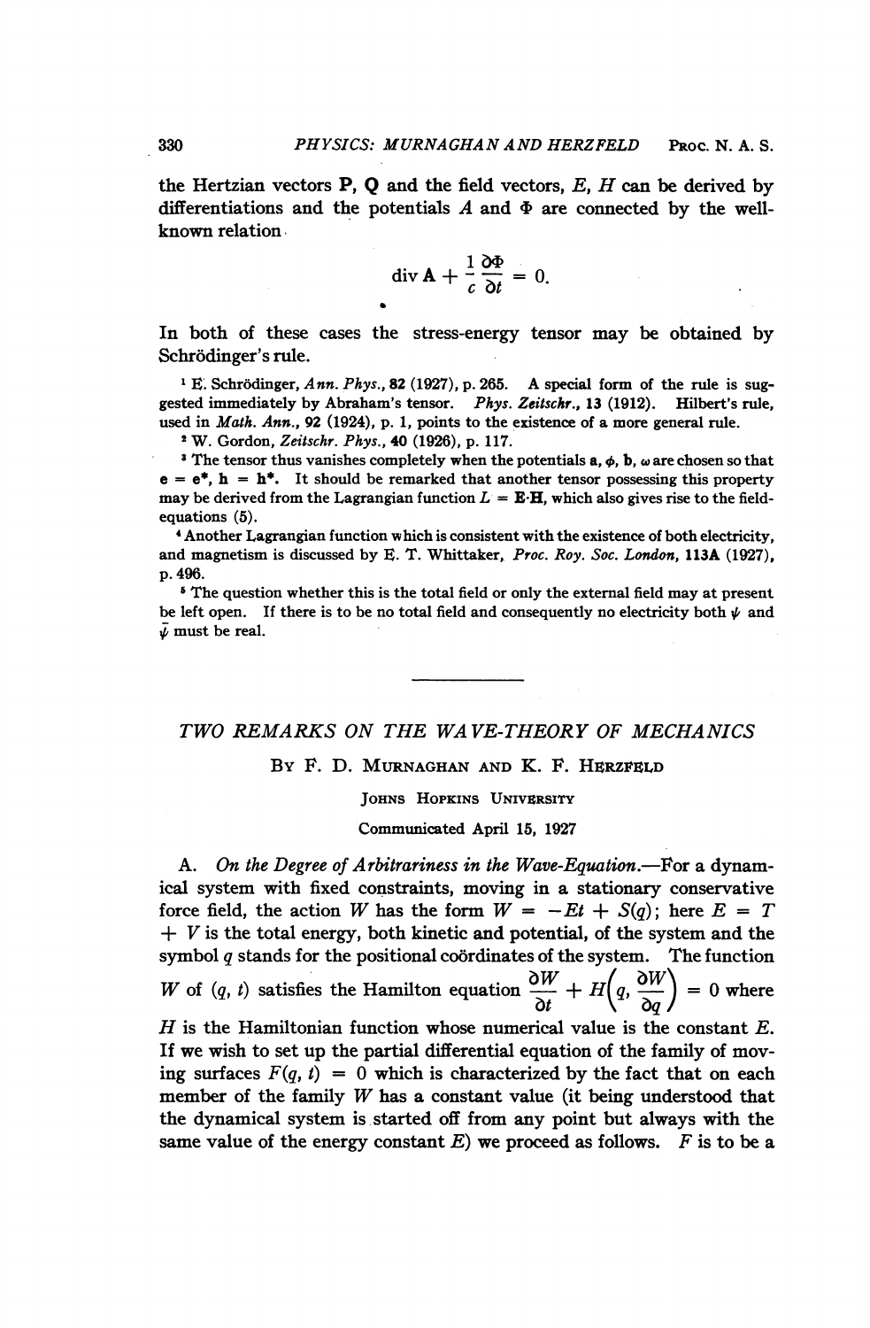the Hertzian vectors **P**, **Q** and the field vectors, $E$, $H$ can be derived by differentiations and the potentials $A$ and $\Phi$ are connected by the well-known relation

$$\operatorname{div} \mathbf{A} + \frac{1}{c}\frac{\partial \Phi}{\partial t} = 0.$$

In both of these cases the stress-energy tensor may be obtained by Schrödinger's rule.

[1] E. Schrödinger, *Ann. Phys.*, **82** (1927), p. 265. A special form of the rule is suggested immediately by Abraham's tensor. *Phys. Zeitschr.*, **13** (1912). Hilbert's rule, used in *Math. Ann.*, **92** (1924), p. 1, points to the existence of a more general rule.

[2] W. Gordon, *Zeitschr. Phys.*, **40** (1926), p. 117.

[3] The tensor thus vanishes completely when the potentials **a**, $\phi$, **b**, $\omega$ are chosen so that $\mathbf{e} = \mathbf{e}^*$, $\mathbf{h} = \mathbf{h}^*$. It should be remarked that another tensor possessing this property may be derived from the Lagrangian function $L = \mathbf{E}\cdot\mathbf{H}$, which also gives rise to the field-equations (5).

[4] Another Lagrangian function which is consistent with the existence of both electricity, and magnetism is discussed by E. T. Whittaker, *Proc. Roy. Soc. London*, **113A** (1927), p. 496.

[5] The question whether this is the total field or only the external field may at present be left open. If there is to be no total field and consequently no electricity both $\psi$ and $\bar{\psi}$ must be real.

---

# *TWO REMARKS ON THE WAVE-THEORY OF MECHANICS*

By F. D. Murnaghan and K. F. Herzfeld

Johns Hopkins University

Communicated April 15, 1927

A. *On the Degree of Arbitrariness in the Wave-Equation.*—For a dynamical system with fixed constraints, moving in a stationary conservative force field, the action $W$ has the form $W = -Et + S(q)$; here $E = T + V$ is the total energy, both kinetic and potential, of the system and the symbol $q$ stands for the positional coördinates of the system. The function $W$ of $(q, t)$ satisfies the Hamilton equation $\frac{\partial W}{\partial t} + H\left(q, \frac{\partial W}{\partial q}\right) = 0$ where $H$ is the Hamiltonian function whose numerical value is the constant $E$. If we wish to set up the partial differential equation of the family of moving surfaces $F(q, t) = 0$ which is characterized by the fact that on each member of the family $W$ has a constant value (it being understood that the dynamical system is started off from any point but always with the same value of the energy constant $E$) we proceed as follows. $F$ is to be a